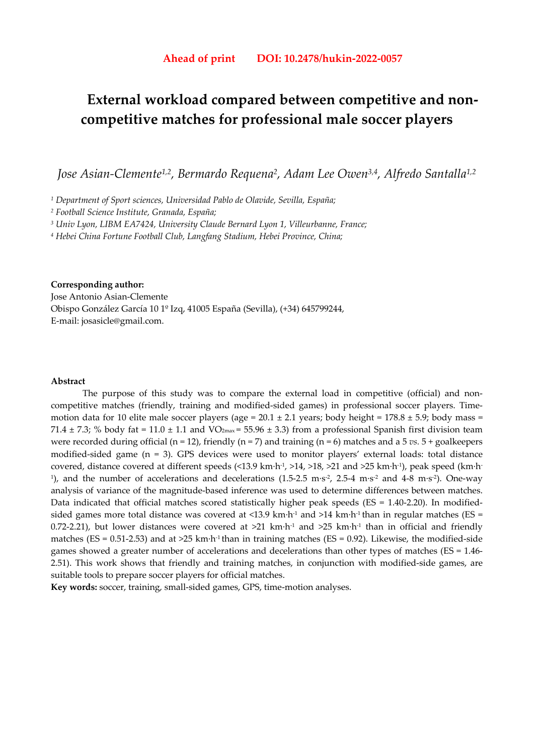**Ahead of print DOI: 10.2478/hukin-2022-0057**

# External workload compared between competitive and non-competitive matches for professional male soccer players

*Jose Asian-Clemente[1,2], Bermardo Requena[2], Adam Lee Owen[3,4], Alfredo Santalla[1,2]*

[1] *Department of Sport sciences, Universidad Pablo de Olavide, Sevilla, España;*

[2] *Football Science Institute, Granada, España;*

[3] *Univ Lyon, LIBM EA7424, University Claude Bernard Lyon 1, Villeurbanne, France;*

[4] *Hebei China Fortune Football Club, Langfang Stadium, Hebei Province, China;*

**Corresponding author:**
Jose Antonio Asian-Clemente
Obispo González García 10 1º Izq, 41005 España (Sevilla), (+34) 645799244,
E-mail: josasicle@gmail.com.

**Abstract**

The purpose of this study was to compare the external load in competitive (official) and non-competitive matches (friendly, training and modified-sided games) in professional soccer players. Time-motion data for 10 elite male soccer players (age = 20.1 ± 2.1 years; body height = 178.8 ± 5.9; body mass = 71.4 ± 7.3; % body fat = 11.0 ± 1.1 and $VO_{2max}$ = 55.96 ± 3.3) from a professional Spanish first division team were recorded during official (n = 12), friendly (n = 7) and training (n = 6) matches and a 5 *vs.* 5 + goalkeepers modified-sided game (n = 3). GPS devices were used to monitor players' external loads: total distance covered, distance covered at different speeds (<13.9 $km \cdot h^{-1}$, >14, >18, >21 and >25 $km \cdot h^{-1}$), peak speed ($km \cdot h^{-1}$), and the number of accelerations and decelerations (1.5-2.5 $m \cdot s^{-2}$, 2.5-4 $m \cdot s^{-2}$ and 4-8 $m \cdot s^{-2}$). One-way analysis of variance of the magnitude-based inference was used to determine differences between matches. Data indicated that official matches scored statistically higher peak speeds (ES = 1.40-2.20). In modified-sided games more total distance was covered at <13.9 $km \cdot h^{-1}$ and >14 $km \cdot h^{-1}$ than in regular matches (ES = 0.72-2.21), but lower distances were covered at >21 $km \cdot h^{-1}$ and >25 $km \cdot h^{-1}$ than in official and friendly matches (ES = 0.51-2.53) and at >25 $km \cdot h^{-1}$ than in training matches (ES = 0.92). Likewise, the modified-side games showed a greater number of accelerations and decelerations than other types of matches (ES = 1.46-2.51). This work shows that friendly and training matches, in conjunction with modified-side games, are suitable tools to prepare soccer players for official matches.

**Key words:** soccer, training, small-sided games, GPS, time-motion analyses.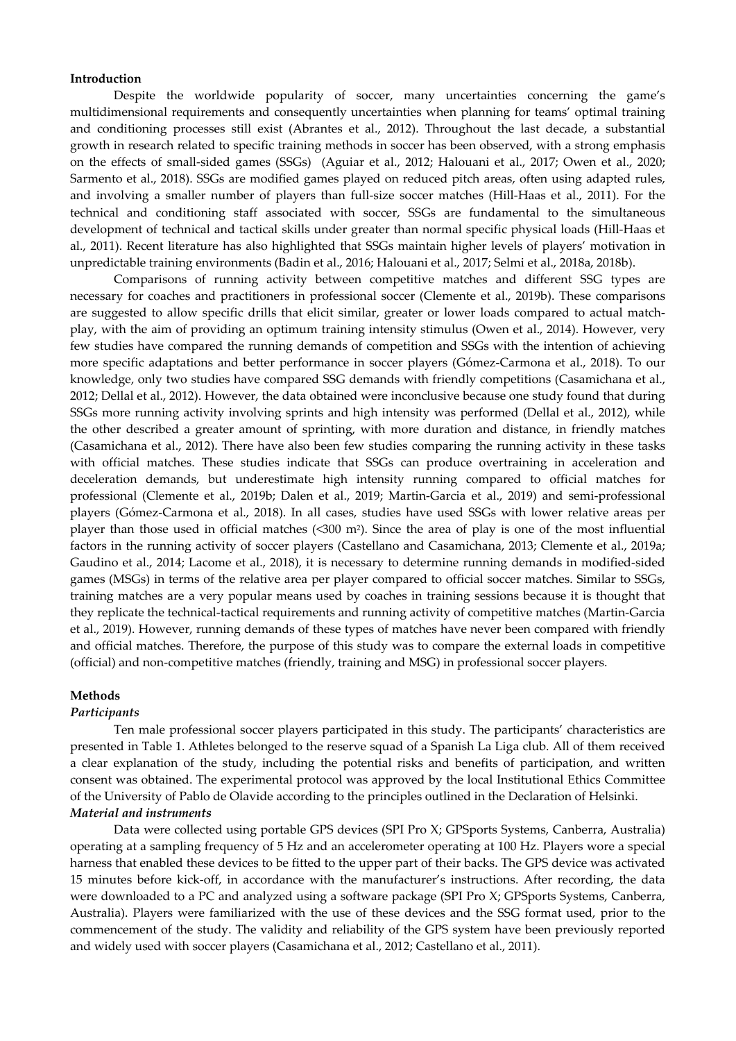## Introduction

Despite the worldwide popularity of soccer, many uncertainties concerning the game's multidimensional requirements and consequently uncertainties when planning for teams' optimal training and conditioning processes still exist (Abrantes et al., 2012). Throughout the last decade, a substantial growth in research related to specific training methods in soccer has been observed, with a strong emphasis on the effects of small-sided games (SSGs) (Aguiar et al., 2012; Halouani et al., 2017; Owen et al., 2020; Sarmento et al., 2018). SSGs are modified games played on reduced pitch areas, often using adapted rules, and involving a smaller number of players than full-size soccer matches (Hill-Haas et al., 2011). For the technical and conditioning staff associated with soccer, SSGs are fundamental to the simultaneous development of technical and tactical skills under greater than normal specific physical loads (Hill-Haas et al., 2011). Recent literature has also highlighted that SSGs maintain higher levels of players' motivation in unpredictable training environments (Badin et al., 2016; Halouani et al., 2017; Selmi et al., 2018a, 2018b).

Comparisons of running activity between competitive matches and different SSG types are necessary for coaches and practitioners in professional soccer (Clemente et al., 2019b). These comparisons are suggested to allow specific drills that elicit similar, greater or lower loads compared to actual match-play, with the aim of providing an optimum training intensity stimulus (Owen et al., 2014). However, very few studies have compared the running demands of competition and SSGs with the intention of achieving more specific adaptations and better performance in soccer players (Gómez-Carmona et al., 2018). To our knowledge, only two studies have compared SSG demands with friendly competitions (Casamichana et al., 2012; Dellal et al., 2012). However, the data obtained were inconclusive because one study found that during SSGs more running activity involving sprints and high intensity was performed (Dellal et al., 2012), while the other described a greater amount of sprinting, with more duration and distance, in friendly matches (Casamichana et al., 2012). There have also been few studies comparing the running activity in these tasks with official matches. These studies indicate that SSGs can produce overtraining in acceleration and deceleration demands, but underestimate high intensity running compared to official matches for professional (Clemente et al., 2019b; Dalen et al., 2019; Martin-Garcia et al., 2019) and semi-professional players (Gómez-Carmona et al., 2018). In all cases, studies have used SSGs with lower relative areas per player than those used in official matches (<300 m$^2$). Since the area of play is one of the most influential factors in the running activity of soccer players (Castellano and Casamichana, 2013; Clemente et al., 2019a; Gaudino et al., 2014; Lacome et al., 2018), it is necessary to determine running demands in modified-sided games (MSGs) in terms of the relative area per player compared to official soccer matches. Similar to SSGs, training matches are a very popular means used by coaches in training sessions because it is thought that they replicate the technical-tactical requirements and running activity of competitive matches (Martin-Garcia et al., 2019). However, running demands of these types of matches have never been compared with friendly and official matches. Therefore, the purpose of this study was to compare the external loads in competitive (official) and non-competitive matches (friendly, training and MSG) in professional soccer players.

## Methods

### *Participants*

Ten male professional soccer players participated in this study. The participants' characteristics are presented in Table 1. Athletes belonged to the reserve squad of a Spanish La Liga club. All of them received a clear explanation of the study, including the potential risks and benefits of participation, and written consent was obtained. The experimental protocol was approved by the local Institutional Ethics Committee of the University of Pablo de Olavide according to the principles outlined in the Declaration of Helsinki.

### *Material and instruments*

Data were collected using portable GPS devices (SPI Pro X; GPSports Systems, Canberra, Australia) operating at a sampling frequency of 5 Hz and an accelerometer operating at 100 Hz. Players wore a special harness that enabled these devices to be fitted to the upper part of their backs. The GPS device was activated 15 minutes before kick-off, in accordance with the manufacturer's instructions. After recording, the data were downloaded to a PC and analyzed using a software package (SPI Pro X; GPSports Systems, Canberra, Australia). Players were familiarized with the use of these devices and the SSG format used, prior to the commencement of the study. The validity and reliability of the GPS system have been previously reported and widely used with soccer players (Casamichana et al., 2012; Castellano et al., 2011).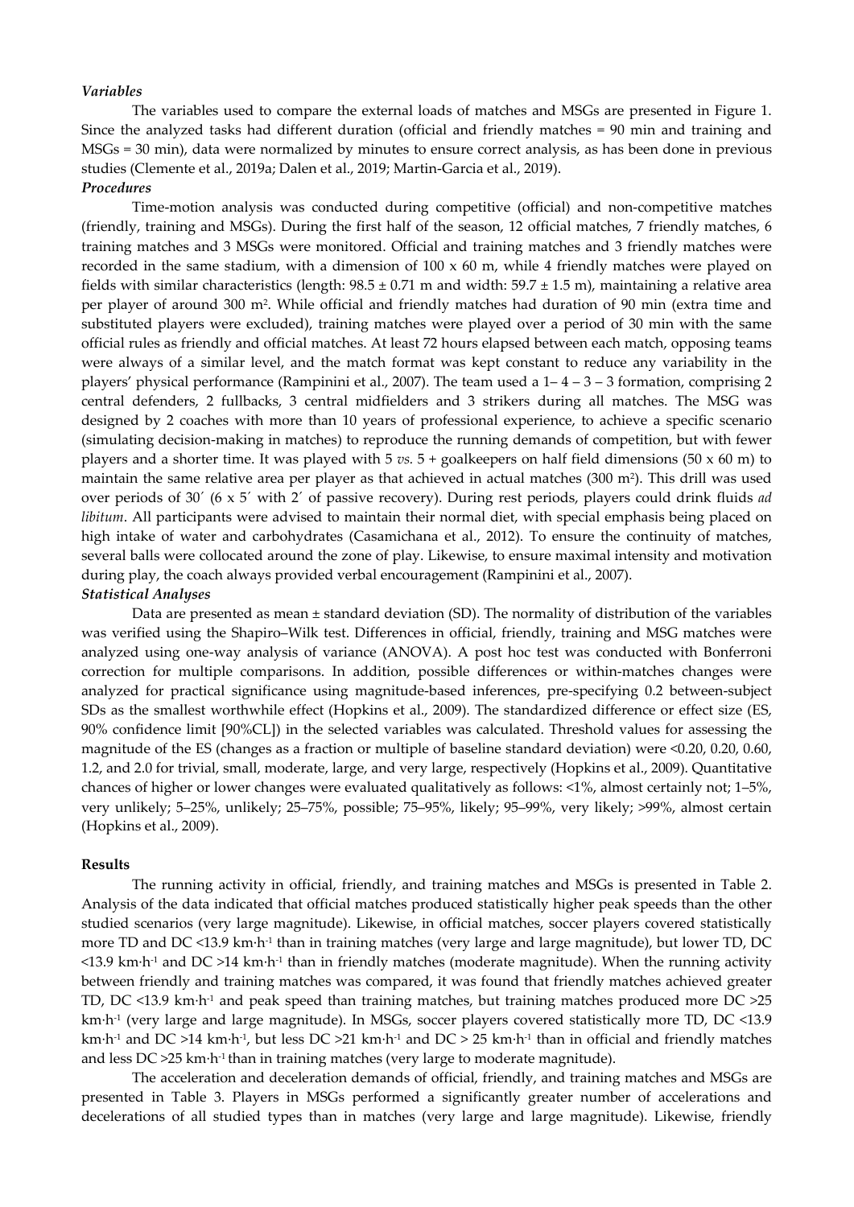### *Variables*

The variables used to compare the external loads of matches and MSGs are presented in Figure 1. Since the analyzed tasks had different duration (official and friendly matches = 90 min and training and MSGs = 30 min), data were normalized by minutes to ensure correct analysis, as has been done in previous studies (Clemente et al., 2019a; Dalen et al., 2019; Martin-Garcia et al., 2019).

### *Procedures*

Time-motion analysis was conducted during competitive (official) and non-competitive matches (friendly, training and MSGs). During the first half of the season, 12 official matches, 7 friendly matches, 6 training matches and 3 MSGs were monitored. Official and training matches and 3 friendly matches were recorded in the same stadium, with a dimension of 100 x 60 m, while 4 friendly matches were played on fields with similar characteristics (length: 98.5 ± 0.71 m and width: 59.7 ± 1.5 m), maintaining a relative area per player of around 300 m². While official and friendly matches had duration of 90 min (extra time and substituted players were excluded), training matches were played over a period of 30 min with the same official rules as friendly and official matches. At least 72 hours elapsed between each match, opposing teams were always of a similar level, and the match format was kept constant to reduce any variability in the players' physical performance (Rampinini et al., 2007). The team used a 1– 4 – 3 – 3 formation, comprising 2 central defenders, 2 fullbacks, 3 central midfielders and 3 strikers during all matches. The MSG was designed by 2 coaches with more than 10 years of professional experience, to achieve a specific scenario (simulating decision-making in matches) to reproduce the running demands of competition, but with fewer players and a shorter time. It was played with 5 *vs.* 5 + goalkeepers on half field dimensions (50 x 60 m) to maintain the same relative area per player as that achieved in actual matches (300 m²). This drill was used over periods of 30′ (6 x 5′ with 2′ of passive recovery). During rest periods, players could drink fluids *ad libitum*. All participants were advised to maintain their normal diet, with special emphasis being placed on high intake of water and carbohydrates (Casamichana et al., 2012). To ensure the continuity of matches, several balls were collocated around the zone of play. Likewise, to ensure maximal intensity and motivation during play, the coach always provided verbal encouragement (Rampinini et al., 2007).

### *Statistical Analyses*

Data are presented as mean ± standard deviation (SD). The normality of distribution of the variables was verified using the Shapiro–Wilk test. Differences in official, friendly, training and MSG matches were analyzed using one-way analysis of variance (ANOVA). A post hoc test was conducted with Bonferroni correction for multiple comparisons. In addition, possible differences or within-matches changes were analyzed for practical significance using magnitude-based inferences, pre-specifying 0.2 between-subject SDs as the smallest worthwhile effect (Hopkins et al., 2009). The standardized difference or effect size (ES, 90% confidence limit [90%CL]) in the selected variables was calculated. Threshold values for assessing the magnitude of the ES (changes as a fraction or multiple of baseline standard deviation) were <0.20, 0.20, 0.60, 1.2, and 2.0 for trivial, small, moderate, large, and very large, respectively (Hopkins et al., 2009). Quantitative chances of higher or lower changes were evaluated qualitatively as follows: <1%, almost certainly not; 1–5%, very unlikely; 5–25%, unlikely; 25–75%, possible; 75–95%, likely; 95–99%, very likely; >99%, almost certain (Hopkins et al., 2009).

## Results

The running activity in official, friendly, and training matches and MSGs is presented in Table 2. Analysis of the data indicated that official matches produced statistically higher peak speeds than the other studied scenarios (very large magnitude). Likewise, in official matches, soccer players covered statistically more TD and DC <13.9 km·h⁻¹ than in training matches (very large and large magnitude), but lower TD, DC <13.9 km·h⁻¹ and DC >14 km·h⁻¹ than in friendly matches (moderate magnitude). When the running activity between friendly and training matches was compared, it was found that friendly matches achieved greater TD, DC <13.9 km·h⁻¹ and peak speed than training matches, but training matches produced more DC >25 km·h⁻¹ (very large and large magnitude). In MSGs, soccer players covered statistically more TD, DC <13.9 km·h⁻¹ and DC >14 km·h⁻¹, but less DC >21 km·h⁻¹ and DC > 25 km·h⁻¹ than in official and friendly matches and less DC >25 km·h⁻¹ than in training matches (very large to moderate magnitude).

The acceleration and deceleration demands of official, friendly, and training matches and MSGs are presented in Table 3. Players in MSGs performed a significantly greater number of accelerations and decelerations of all studied types than in matches (very large and large magnitude). Likewise, friendly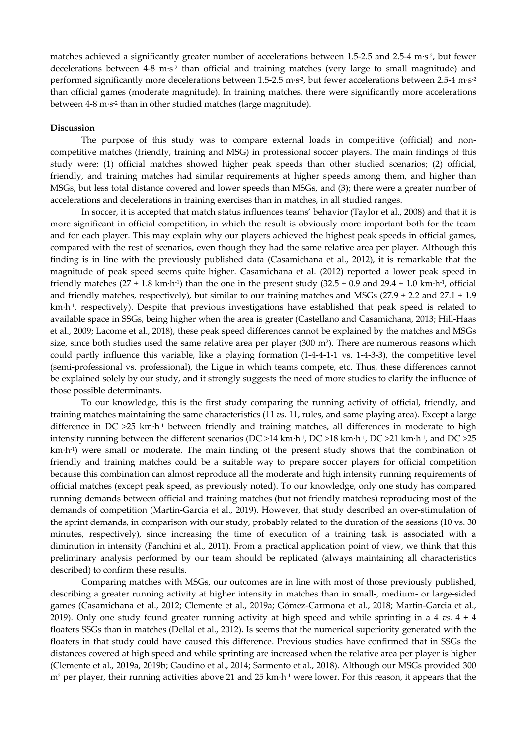matches achieved a significantly greater number of accelerations between 1.5-2.5 and 2.5-4 $m \cdot s^{-2}$, but fewer decelerations between 4-8 $m \cdot s^{-2}$ than official and training matches (very large to small magnitude) and performed significantly more decelerations between 1.5-2.5 $m \cdot s^{-2}$, but fewer accelerations between 2.5-4 $m \cdot s^{-2}$ than official games (moderate magnitude). In training matches, there were significantly more accelerations between 4-8 $m \cdot s^{-2}$ than in other studied matches (large magnitude).

## Discussion

The purpose of this study was to compare external loads in competitive (official) and non-competitive matches (friendly, training and MSG) in professional soccer players. The main findings of this study were: (1) official matches showed higher peak speeds than other studied scenarios; (2) official, friendly, and training matches had similar requirements at higher speeds among them, and higher than MSGs, but less total distance covered and lower speeds than MSGs, and (3); there were a greater number of accelerations and decelerations in training exercises than in matches, in all studied ranges.

In soccer, it is accepted that match status influences teams' behavior (Taylor et al., 2008) and that it is more significant in official competition, in which the result is obviously more important both for the team and for each player. This may explain why our players achieved the highest peak speeds in official games, compared with the rest of scenarios, even though they had the same relative area per player. Although this finding is in line with the previously published data (Casamichana et al., 2012), it is remarkable that the magnitude of peak speed seems quite higher. Casamichana et al. (2012) reported a lower peak speed in friendly matches ($27 \pm 1.8$ $km \cdot h^{-1}$) than the one in the present study ($32.5 \pm 0.9$ and $29.4 \pm 1.0$ $km \cdot h^{-1}$, official and friendly matches, respectively), but similar to our training matches and MSGs ($27.9 \pm 2.2$ and $27.1 \pm 1.9$ $km \cdot h^{-1}$, respectively). Despite that previous investigations have established that peak speed is related to available space in SSGs, being higher when the area is greater (Castellano and Casamichana, 2013; Hill-Haas et al., 2009; Lacome et al., 2018), these peak speed differences cannot be explained by the matches and MSGs size, since both studies used the same relative area per player (300 $m^2$). There are numerous reasons which could partly influence this variable, like a playing formation (1-4-4-1-1 vs. 1-4-3-3), the competitive level (semi-professional vs. professional), the Ligue in which teams compete, etc. Thus, these differences cannot be explained solely by our study, and it strongly suggests the need of more studies to clarify the influence of those possible determinants.

To our knowledge, this is the first study comparing the running activity of official, friendly, and training matches maintaining the same characteristics (11 *vs.* 11, rules, and same playing area). Except a large difference in DC >25 $km \cdot h^{-1}$ between friendly and training matches, all differences in moderate to high intensity running between the different scenarios (DC >14 $km \cdot h^{-1}$, DC >18 $km \cdot h^{-1}$, DC >21 $km \cdot h^{-1}$, and DC >25 $km \cdot h^{-1}$) were small or moderate. The main finding of the present study shows that the combination of friendly and training matches could be a suitable way to prepare soccer players for official competition because this combination can almost reproduce all the moderate and high intensity running requirements of official matches (except peak speed, as previously noted). To our knowledge, only one study has compared running demands between official and training matches (but not friendly matches) reproducing most of the demands of competition (Martin-Garcia et al., 2019). However, that study described an over-stimulation of the sprint demands, in comparison with our study, probably related to the duration of the sessions (10 vs. 30 minutes, respectively), since increasing the time of execution of a training task is associated with a diminution in intensity (Fanchini et al., 2011). From a practical application point of view, we think that this preliminary analysis performed by our team should be replicated (always maintaining all characteristics described) to confirm these results.

Comparing matches with MSGs, our outcomes are in line with most of those previously published, describing a greater running activity at higher intensity in matches than in small-, medium- or large-sided games (Casamichana et al., 2012; Clemente et al., 2019a; Gómez-Carmona et al., 2018; Martin-Garcia et al., 2019). Only one study found greater running activity at high speed and while sprinting in a 4 *vs.* 4 + 4 floaters SSGs than in matches (Dellal et al., 2012). Is seems that the numerical superiority generated with the floaters in that study could have caused this difference. Previous studies have confirmed that in SSGs the distances covered at high speed and while sprinting are increased when the relative area per player is higher (Clemente et al., 2019a, 2019b; Gaudino et al., 2014; Sarmento et al., 2018). Although our MSGs provided 300 $m^2$ per player, their running activities above 21 and 25 $km \cdot h^{-1}$ were lower. For this reason, it appears that the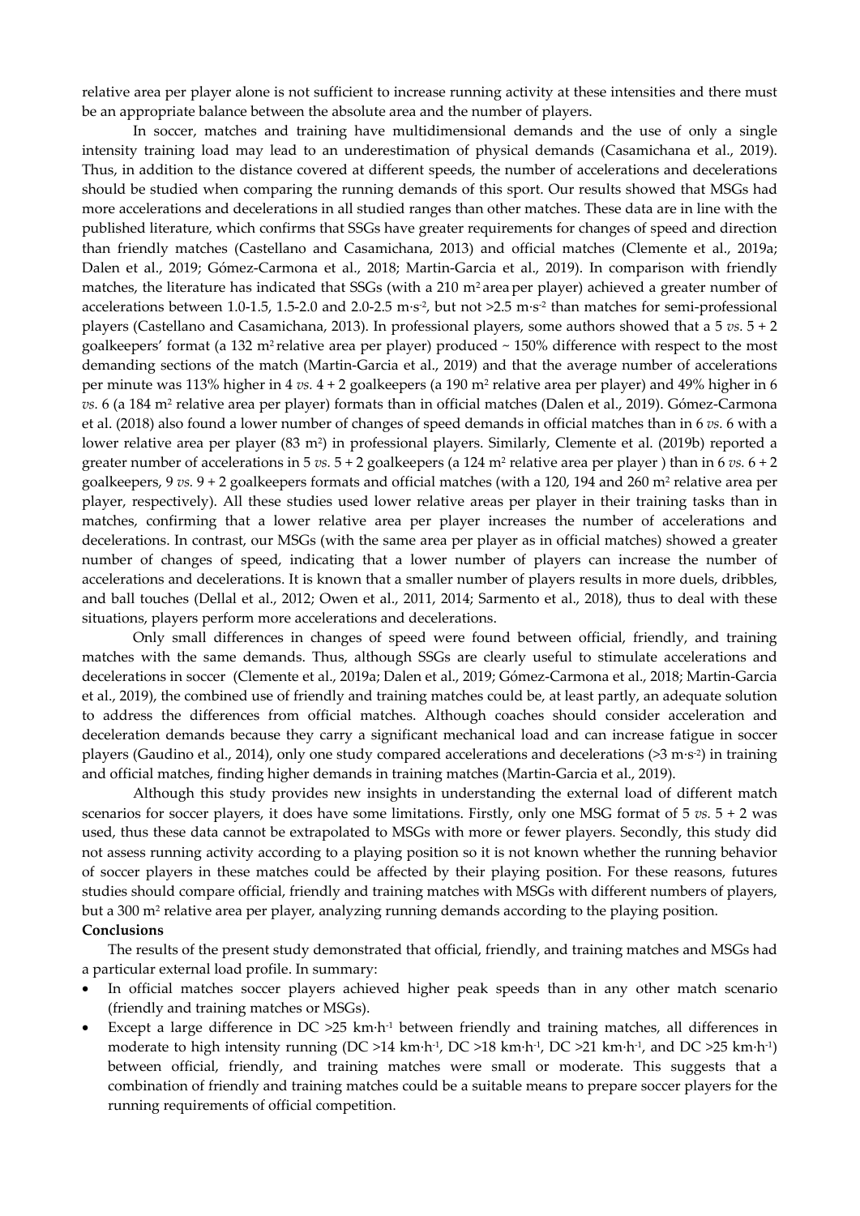relative area per player alone is not sufficient to increase running activity at these intensities and there must be an appropriate balance between the absolute area and the number of players.

In soccer, matches and training have multidimensional demands and the use of only a single intensity training load may lead to an underestimation of physical demands (Casamichana et al., 2019). Thus, in addition to the distance covered at different speeds, the number of accelerations and decelerations should be studied when comparing the running demands of this sport. Our results showed that MSGs had more accelerations and decelerations in all studied ranges than other matches. These data are in line with the published literature, which confirms that SSGs have greater requirements for changes of speed and direction than friendly matches (Castellano and Casamichana, 2013) and official matches (Clemente et al., 2019a; Dalen et al., 2019; Gómez-Carmona et al., 2018; Martin-Garcia et al., 2019). In comparison with friendly matches, the literature has indicated that SSGs (with a 210 $m^2$ area per player) achieved a greater number of accelerations between 1.0-1.5, 1.5-2.0 and 2.0-2.5 $m \cdot s^{-2}$, but not >2.5 $m \cdot s^{-2}$ than matches for semi-professional players (Castellano and Casamichana, 2013). In professional players, some authors showed that a 5 *vs.* 5 + 2 goalkeepers' format (a 132 $m^2$ relative area per player) produced ~ 150% difference with respect to the most demanding sections of the match (Martin-Garcia et al., 2019) and that the average number of accelerations per minute was 113% higher in 4 *vs.* 4 + 2 goalkeepers (a 190 $m^2$ relative area per player) and 49% higher in 6 *vs.* 6 (a 184 $m^2$ relative area per player) formats than in official matches (Dalen et al., 2019). Gómez-Carmona et al. (2018) also found a lower number of changes of speed demands in official matches than in 6 *vs.* 6 with a lower relative area per player (83 $m^2$) in professional players. Similarly, Clemente et al. (2019b) reported a greater number of accelerations in 5 *vs.* 5 + 2 goalkeepers (a 124 $m^2$ relative area per player ) than in 6 *vs.* 6 + 2 goalkeepers, 9 *vs.* 9 + 2 goalkeepers formats and official matches (with a 120, 194 and 260 $m^2$ relative area per player, respectively). All these studies used lower relative areas per player in their training tasks than in matches, confirming that a lower relative area per player increases the number of accelerations and decelerations. In contrast, our MSGs (with the same area per player as in official matches) showed a greater number of changes of speed, indicating that a lower number of players can increase the number of accelerations and decelerations. It is known that a smaller number of players results in more duels, dribbles, and ball touches (Dellal et al., 2012; Owen et al., 2011, 2014; Sarmento et al., 2018), thus to deal with these situations, players perform more accelerations and decelerations.

Only small differences in changes of speed were found between official, friendly, and training matches with the same demands. Thus, although SSGs are clearly useful to stimulate accelerations and decelerations in soccer (Clemente et al., 2019a; Dalen et al., 2019; Gómez-Carmona et al., 2018; Martin-Garcia et al., 2019), the combined use of friendly and training matches could be, at least partly, an adequate solution to address the differences from official matches. Although coaches should consider acceleration and deceleration demands because they carry a significant mechanical load and can increase fatigue in soccer players (Gaudino et al., 2014), only one study compared accelerations and decelerations (>3 $m \cdot s^{-2}$) in training and official matches, finding higher demands in training matches (Martin-Garcia et al., 2019).

Although this study provides new insights in understanding the external load of different match scenarios for soccer players, it does have some limitations. Firstly, only one MSG format of 5 *vs.* 5 + 2 was used, thus these data cannot be extrapolated to MSGs with more or fewer players. Secondly, this study did not assess running activity according to a playing position so it is not known whether the running behavior of soccer players in these matches could be affected by their playing position. For these reasons, futures studies should compare official, friendly and training matches with MSGs with different numbers of players, but a 300 $m^2$ relative area per player, analyzing running demands according to the playing position.

## Conclusions

The results of the present study demonstrated that official, friendly, and training matches and MSGs had a particular external load profile. In summary:

- In official matches soccer players achieved higher peak speeds than in any other match scenario (friendly and training matches or MSGs).
- Except a large difference in DC >25 $km \cdot h^{-1}$ between friendly and training matches, all differences in moderate to high intensity running (DC >14 $km \cdot h^{-1}$, DC >18 $km \cdot h^{-1}$, DC >21 $km \cdot h^{-1}$, and DC >25 $km \cdot h^{-1}$) between official, friendly, and training matches were small or moderate. This suggests that a combination of friendly and training matches could be a suitable means to prepare soccer players for the running requirements of official competition.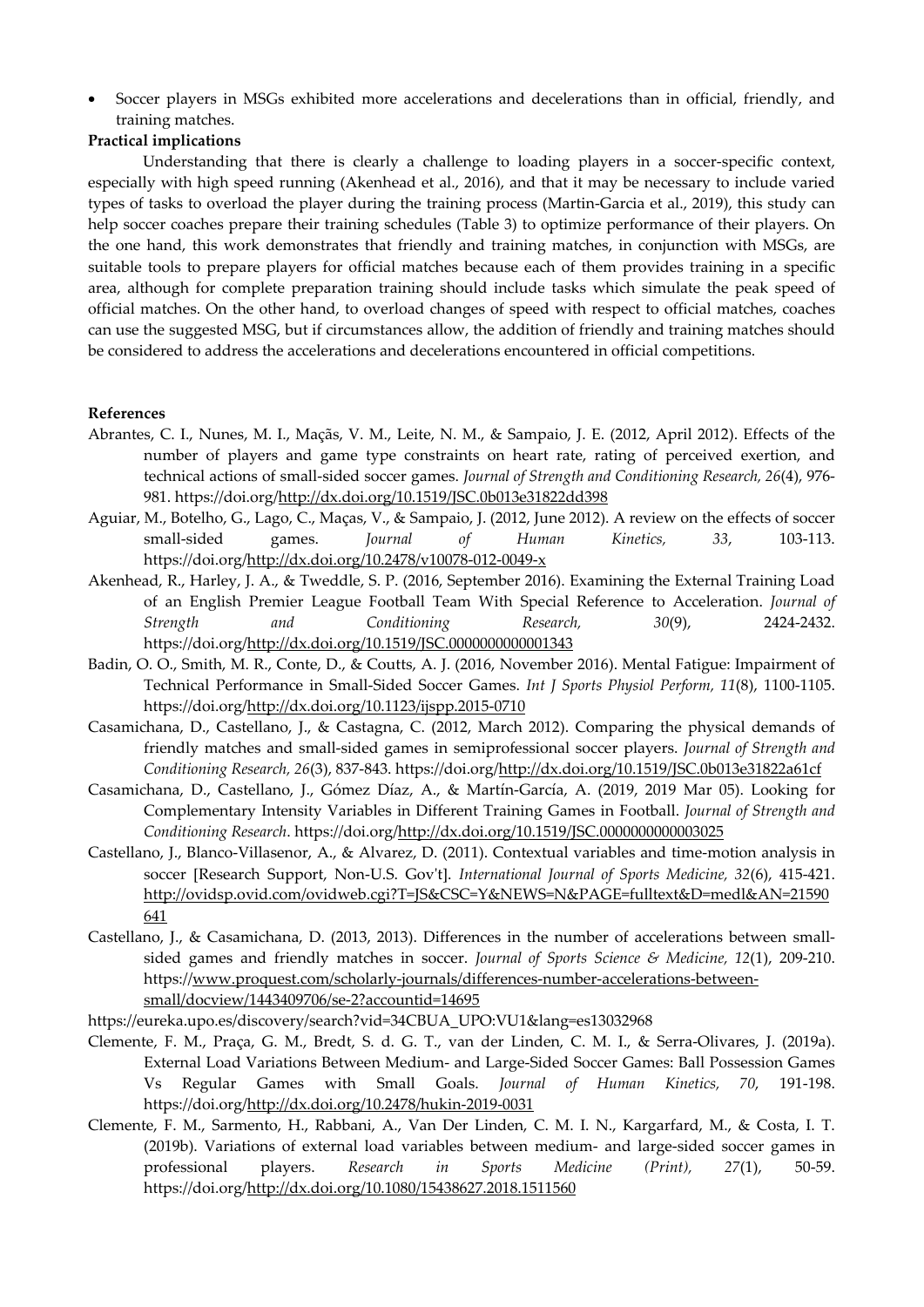- Soccer players in MSGs exhibited more accelerations and decelerations than in official, friendly, and training matches.

**Practical implications**

Understanding that there is clearly a challenge to loading players in a soccer-specific context, especially with high speed running (Akenhead et al., 2016), and that it may be necessary to include varied types of tasks to overload the player during the training process (Martin-Garcia et al., 2019), this study can help soccer coaches prepare their training schedules (Table 3) to optimize performance of their players. On the one hand, this work demonstrates that friendly and training matches, in conjunction with MSGs, are suitable tools to prepare players for official matches because each of them provides training in a specific area, although for complete preparation training should include tasks which simulate the peak speed of official matches. On the other hand, to overload changes of speed with respect to official matches, coaches can use the suggested MSG, but if circumstances allow, the addition of friendly and training matches should be considered to address the accelerations and decelerations encountered in official competitions.

**References**

Abrantes, C. I., Nunes, M. I., Maçãs, V. M., Leite, N. M., & Sampaio, J. E. (2012, April 2012). Effects of the number of players and game type constraints on heart rate, rating of perceived exertion, and technical actions of small-sided soccer games. *Journal of Strength and Conditioning Research, 26*(4), 976-981. https://doi.org/http://dx.doi.org/10.1519/JSC.0b013e31822dd398

Aguiar, M., Botelho, G., Lago, C., Maças, V., & Sampaio, J. (2012, June 2012). A review on the effects of soccer small-sided games. *Journal of Human Kinetics, 33*, 103-113. https://doi.org/http://dx.doi.org/10.2478/v10078-012-0049-x

Akenhead, R., Harley, J. A., & Tweddle, S. P. (2016, September 2016). Examining the External Training Load of an English Premier League Football Team With Special Reference to Acceleration. *Journal of Strength and Conditioning Research, 30*(9), 2424-2432. https://doi.org/http://dx.doi.org/10.1519/JSC.0000000000001343

Badin, O. O., Smith, M. R., Conte, D., & Coutts, A. J. (2016, November 2016). Mental Fatigue: Impairment of Technical Performance in Small-Sided Soccer Games. *Int J Sports Physiol Perform, 11*(8), 1100-1105. https://doi.org/http://dx.doi.org/10.1123/ijspp.2015-0710

Casamichana, D., Castellano, J., & Castagna, C. (2012, March 2012). Comparing the physical demands of friendly matches and small-sided games in semiprofessional soccer players. *Journal of Strength and Conditioning Research, 26*(3), 837-843. https://doi.org/http://dx.doi.org/10.1519/JSC.0b013e31822a61cf

Casamichana, D., Castellano, J., Gómez Díaz, A., & Martín-García, A. (2019, 2019 Mar 05). Looking for Complementary Intensity Variables in Different Training Games in Football. *Journal of Strength and Conditioning Research*. https://doi.org/http://dx.doi.org/10.1519/JSC.0000000000003025

Castellano, J., Blanco-Villasenor, A., & Alvarez, D. (2011). Contextual variables and time-motion analysis in soccer [Research Support, Non-U.S. Gov't]. *International Journal of Sports Medicine, 32*(6), 415-421. http://ovidsp.ovid.com/ovidweb.cgi?T=JS&CSC=Y&NEWS=N&PAGE=fulltext&D=medl&AN=21590641

Castellano, J., & Casamichana, D. (2013, 2013). Differences in the number of accelerations between small-sided games and friendly matches in soccer. *Journal of Sports Science & Medicine, 12*(1), 209-210. https://www.proquest.com/scholarly-journals/differences-number-accelerations-between-small/docview/1443409706/se-2?accountid=14695
https://eureka.upo.es/discovery/search?vid=34CBUA_UPO:VU1&lang=es13032968

Clemente, F. M., Praça, G. M., Bredt, S. d. G. T., van der Linden, C. M. I., & Serra-Olivares, J. (2019a). External Load Variations Between Medium- and Large-Sided Soccer Games: Ball Possession Games Vs Regular Games with Small Goals. *Journal of Human Kinetics, 70*, 191-198. https://doi.org/http://dx.doi.org/10.2478/hukin-2019-0031

Clemente, F. M., Sarmento, H., Rabbani, A., Van Der Linden, C. M. I. N., Kargarfard, M., & Costa, I. T. (2019b). Variations of external load variables between medium- and large-sided soccer games in professional players. *Research in Sports Medicine (Print), 27*(1), 50-59. https://doi.org/http://dx.doi.org/10.1080/15438627.2018.1511560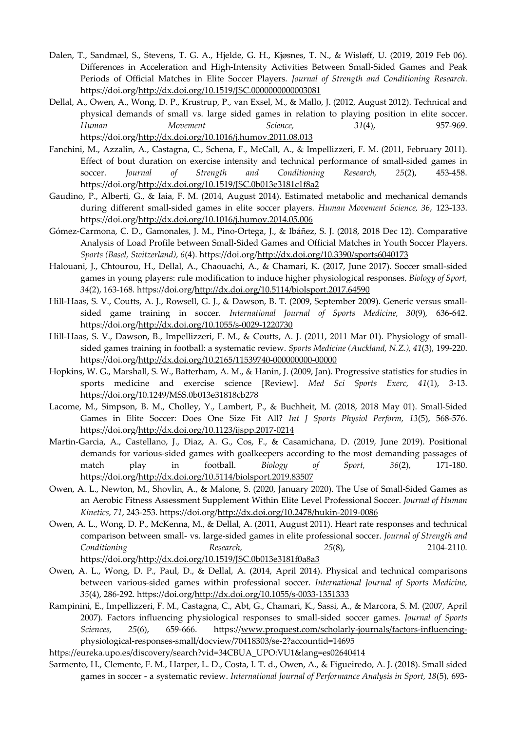Dalen, T., Sandmæl, S., Stevens, T. G. A., Hjelde, G. H., Kjøsnes, T. N., & Wisløff, U. (2019, 2019 Feb 06). Differences in Acceleration and High-Intensity Activities Between Small-Sided Games and Peak Periods of Official Matches in Elite Soccer Players. *Journal of Strength and Conditioning Research*. https://doi.org/http://dx.doi.org/10.1519/JSC.0000000000003081

Dellal, A., Owen, A., Wong, D. P., Krustrup, P., van Exsel, M., & Mallo, J. (2012, August 2012). Technical and physical demands of small vs. large sided games in relation to playing position in elite soccer. *Human Movement Science, 31*(4), 957-969. https://doi.org/http://dx.doi.org/10.1016/j.humov.2011.08.013

Fanchini, M., Azzalin, A., Castagna, C., Schena, F., McCall, A., & Impellizzeri, F. M. (2011, February 2011). Effect of bout duration on exercise intensity and technical performance of small-sided games in soccer. *Journal of Strength and Conditioning Research, 25*(2), 453-458. https://doi.org/http://dx.doi.org/10.1519/JSC.0b013e3181c1f8a2

Gaudino, P., Alberti, G., & Iaia, F. M. (2014, August 2014). Estimated metabolic and mechanical demands during different small-sided games in elite soccer players. *Human Movement Science, 36*, 123-133. https://doi.org/http://dx.doi.org/10.1016/j.humov.2014.05.006

Gómez-Carmona, C. D., Gamonales, J. M., Pino-Ortega, J., & Ibáñez, S. J. (2018, 2018 Dec 12). Comparative Analysis of Load Profile between Small-Sided Games and Official Matches in Youth Soccer Players. *Sports (Basel, Switzerland), 6*(4). https://doi.org/http://dx.doi.org/10.3390/sports6040173

Halouani, J., Chtourou, H., Dellal, A., Chaouachi, A., & Chamari, K. (2017, June 2017). Soccer small-sided games in young players: rule modification to induce higher physiological responses. *Biology of Sport, 34*(2), 163-168. https://doi.org/http://dx.doi.org/10.5114/biolsport.2017.64590

Hill-Haas, S. V., Coutts, A. J., Rowsell, G. J., & Dawson, B. T. (2009, September 2009). Generic versus small-sided game training in soccer. *International Journal of Sports Medicine, 30*(9), 636-642. https://doi.org/http://dx.doi.org/10.1055/s-0029-1220730

Hill-Haas, S. V., Dawson, B., Impellizzeri, F. M., & Coutts, A. J. (2011, 2011 Mar 01). Physiology of small-sided games training in football: a systematic review. *Sports Medicine (Auckland, N.Z.), 41*(3), 199-220. https://doi.org/http://dx.doi.org/10.2165/11539740-000000000-00000

Hopkins, W. G., Marshall, S. W., Batterham, A. M., & Hanin, J. (2009, Jan). Progressive statistics for studies in sports medicine and exercise science [Review]. *Med Sci Sports Exerc, 41*(1), 3-13. https://doi.org/10.1249/MSS.0b013e31818cb278

Lacome, M., Simpson, B. M., Cholley, Y., Lambert, P., & Buchheit, M. (2018, 2018 May 01). Small-Sided Games in Elite Soccer: Does One Size Fit All? *Int J Sports Physiol Perform, 13*(5), 568-576. https://doi.org/http://dx.doi.org/10.1123/ijspp.2017-0214

Martin-Garcia, A., Castellano, J., Diaz, A. G., Cos, F., & Casamichana, D. (2019, June 2019). Positional demands for various-sided games with goalkeepers according to the most demanding passages of match play in football. *Biology of Sport, 36*(2), 171-180. https://doi.org/http://dx.doi.org/10.5114/biolsport.2019.83507

Owen, A. L., Newton, M., Shovlin, A., & Malone, S. (2020, January 2020). The Use of Small-Sided Games as an Aerobic Fitness Assessment Supplement Within Elite Level Professional Soccer. *Journal of Human Kinetics, 71*, 243-253. https://doi.org/http://dx.doi.org/10.2478/hukin-2019-0086

Owen, A. L., Wong, D. P., McKenna, M., & Dellal, A. (2011, August 2011). Heart rate responses and technical comparison between small- vs. large-sided games in elite professional soccer. *Journal of Strength and Conditioning Research, 25*(8), 2104-2110. https://doi.org/http://dx.doi.org/10.1519/JSC.0b013e3181f0a8a3

Owen, A. L., Wong, D. P., Paul, D., & Dellal, A. (2014, April 2014). Physical and technical comparisons between various-sided games within professional soccer. *International Journal of Sports Medicine, 35*(4), 286-292. https://doi.org/http://dx.doi.org/10.1055/s-0033-1351333

Rampinini, E., Impellizzeri, F. M., Castagna, C., Abt, G., Chamari, K., Sassi, A., & Marcora, S. M. (2007, April 2007). Factors influencing physiological responses to small-sided soccer games. *Journal of Sports Sciences, 25*(6), 659-666. https://www.proquest.com/scholarly-journals/factors-influencing-physiological-responses-small/docview/70418303/se-2?accountid=14695

https://eureka.upo.es/discovery/search?vid=34CBUA_UPO:VU1&lang=es02640414

Sarmento, H., Clemente, F. M., Harper, L. D., Costa, I. T. d., Owen, A., & Figueiredo, A. J. (2018). Small sided games in soccer - a systematic review. *International Journal of Performance Analysis in Sport, 18*(5), 693-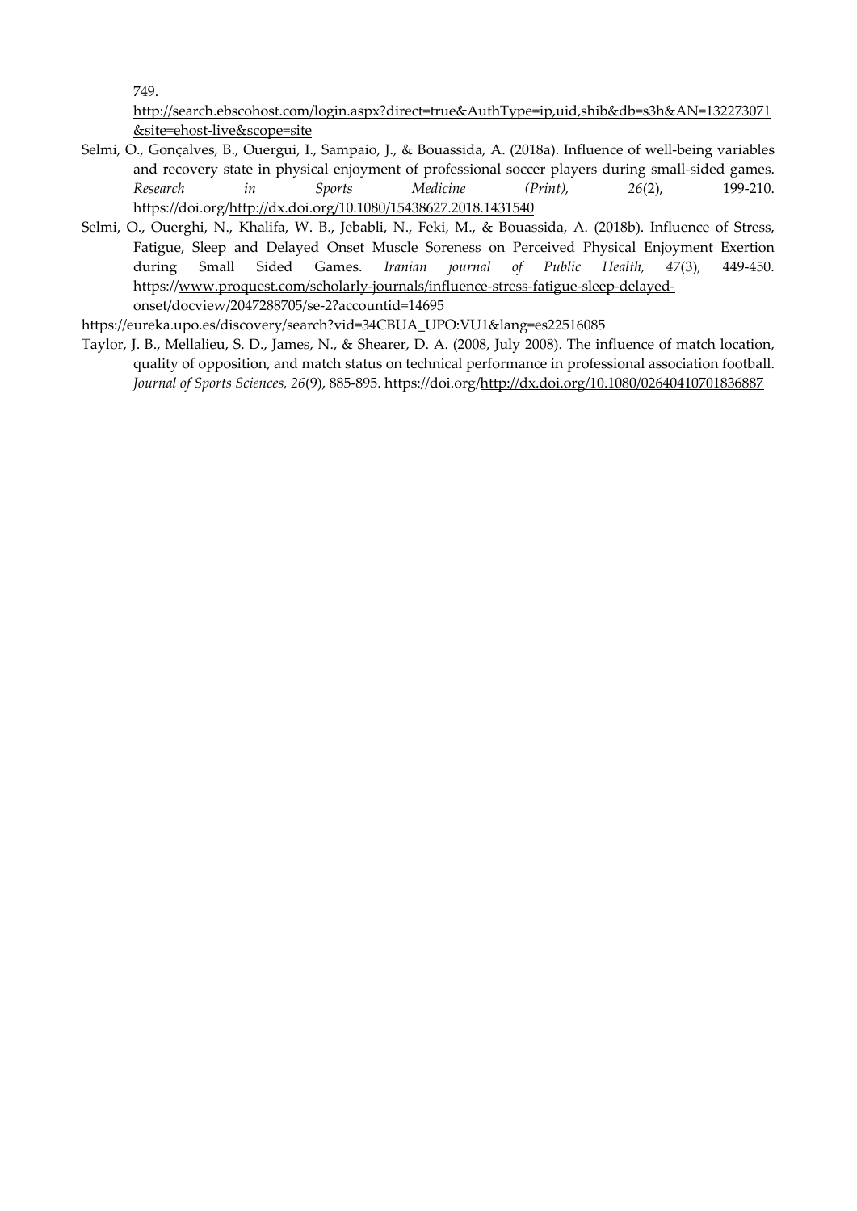749.
http://search.ebscohost.com/login.aspx?direct=true&AuthType=ip,uid,shib&db=s3h&AN=132273071&site=ehost-live&scope=site

Selmi, O., Gonçalves, B., Ouergui, I., Sampaio, J., & Bouassida, A. (2018a). Influence of well-being variables and recovery state in physical enjoyment of professional soccer players during small-sided games. *Research in Sports Medicine (Print), 26*(2), 199-210. https://doi.org/http://dx.doi.org/10.1080/15438627.2018.1431540

Selmi, O., Ouerghi, N., Khalifa, W. B., Jebabli, N., Feki, M., & Bouassida, A. (2018b). Influence of Stress, Fatigue, Sleep and Delayed Onset Muscle Soreness on Perceived Physical Enjoyment Exertion during Small Sided Games. *Iranian journal of Public Health, 47*(3), 449-450. https://www.proquest.com/scholarly-journals/influence-stress-fatigue-sleep-delayed-onset/docview/2047288705/se-2?accountid=14695

https://eureka.upo.es/discovery/search?vid=34CBUA_UPO:VU1&lang=es22516085

Taylor, J. B., Mellalieu, S. D., James, N., & Shearer, D. A. (2008, July 2008). The influence of match location, quality of opposition, and match status on technical performance in professional association football. *Journal of Sports Sciences, 26*(9), 885-895. https://doi.org/http://dx.doi.org/10.1080/02640410701836887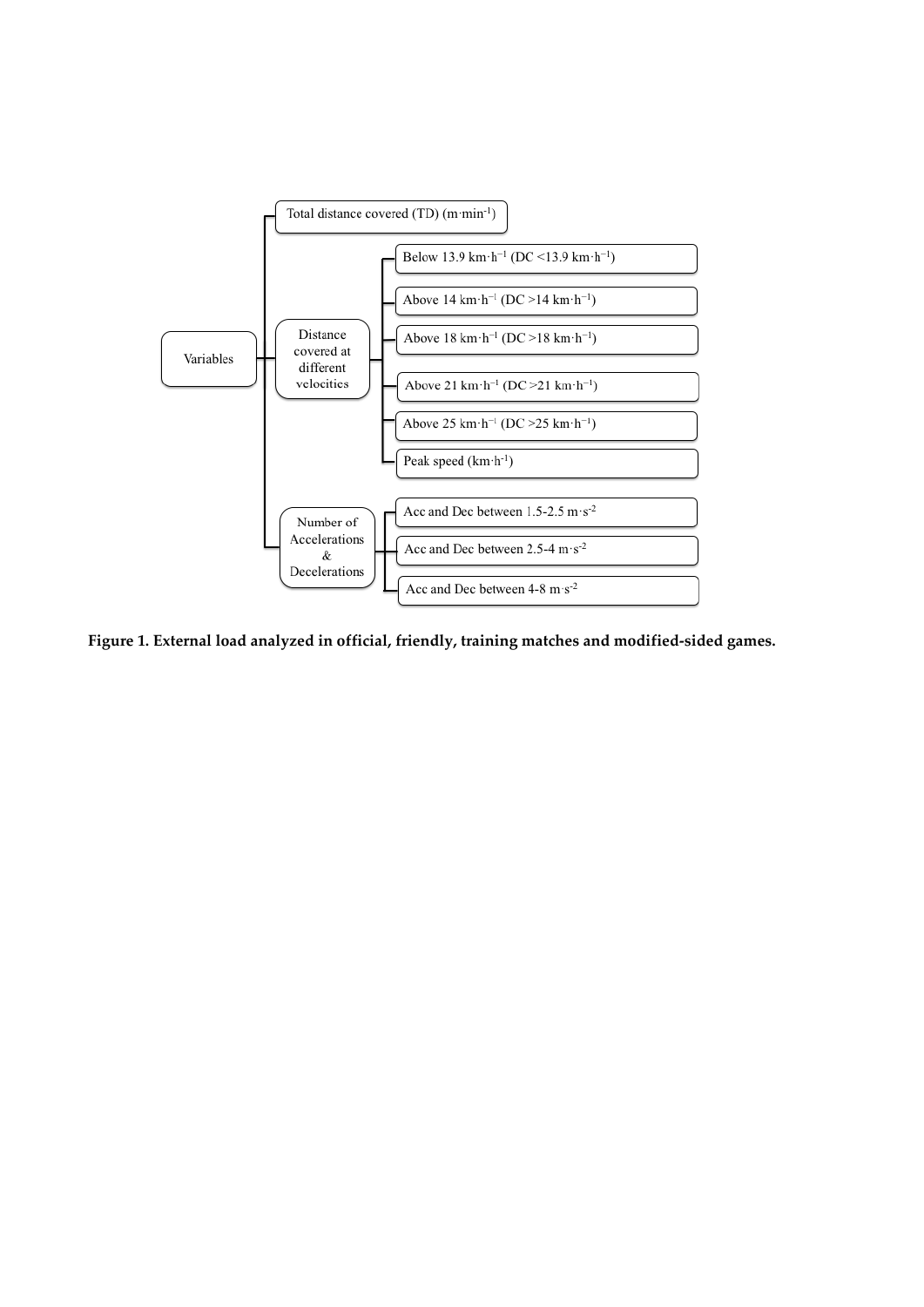- Variables
  - Total distance covered (TD) (m·min$^{-1}$)
  - Distance covered at different velocities
    - Below 13.9 km·h$^{-1}$ (DC <13.9 km·h$^{-1}$)
    - Above 14 km·h$^{-1}$ (DC >14 km·h$^{-1}$)
    - Above 18 km·h$^{-1}$ (DC >18 km·h$^{-1}$)
    - Above 21 km·h$^{-1}$ (DC >21 km·h$^{-1}$)
    - Above 25 km·h$^{-1}$ (DC >25 km·h$^{-1}$)
    - Peak speed (km·h$^{-1}$)
  - Number of Accelerations & Decelerations
    - Acc and Dec between 1.5-2.5 m·s$^{-2}$
    - Acc and Dec between 2.5-4 m·s$^{-2}$
    - Acc and Dec between 4-8 m·s$^{-2}$

**Figure 1. External load analyzed in official, friendly, training matches and modified-sided games.**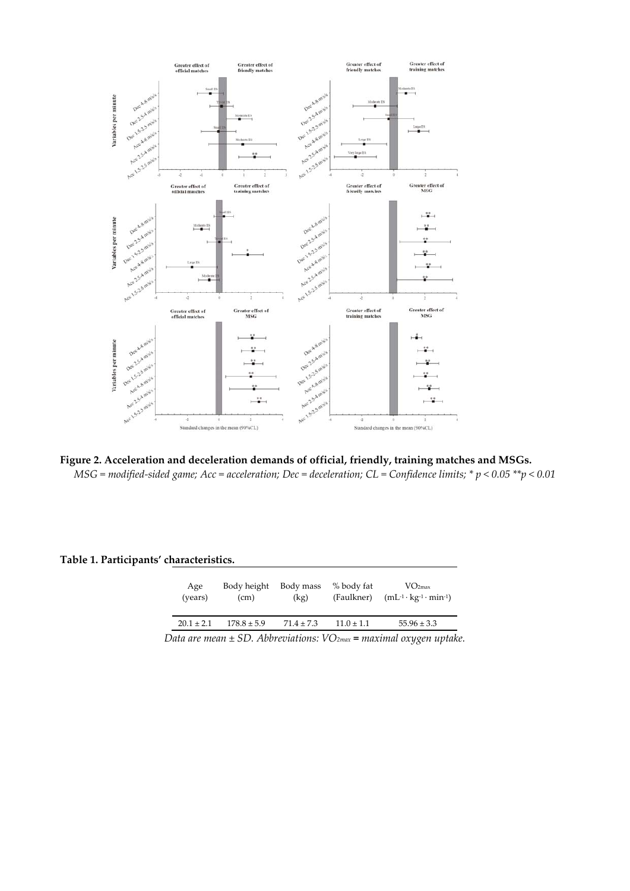**Figure 2. Acceleration and deceleration demands of official, friendly, training matches and MSGs.**
*MSG = modified-sided game; Acc = acceleration; Dec = deceleration; CL = Confidence limits; * p < 0.05 **p < 0.01*

**Table 1. Participants' characteristics.**

| Age (years) | Body height (cm) | Body mass (kg) | % body fat (Faulkner) | $VO_{2max}$ ($mL^{-1} \cdot kg^{-1} \cdot min^{-1}$) |
|---|---|---|---|---|
| 20.1 ± 2.1 | 178.8 ± 5.9 | 71.4 ± 7.3 | 11.0 ± 1.1 | 55.96 ± 3.3 |

*Data are mean ± SD. Abbreviations: $VO_{2max}$ = maximal oxygen uptake.*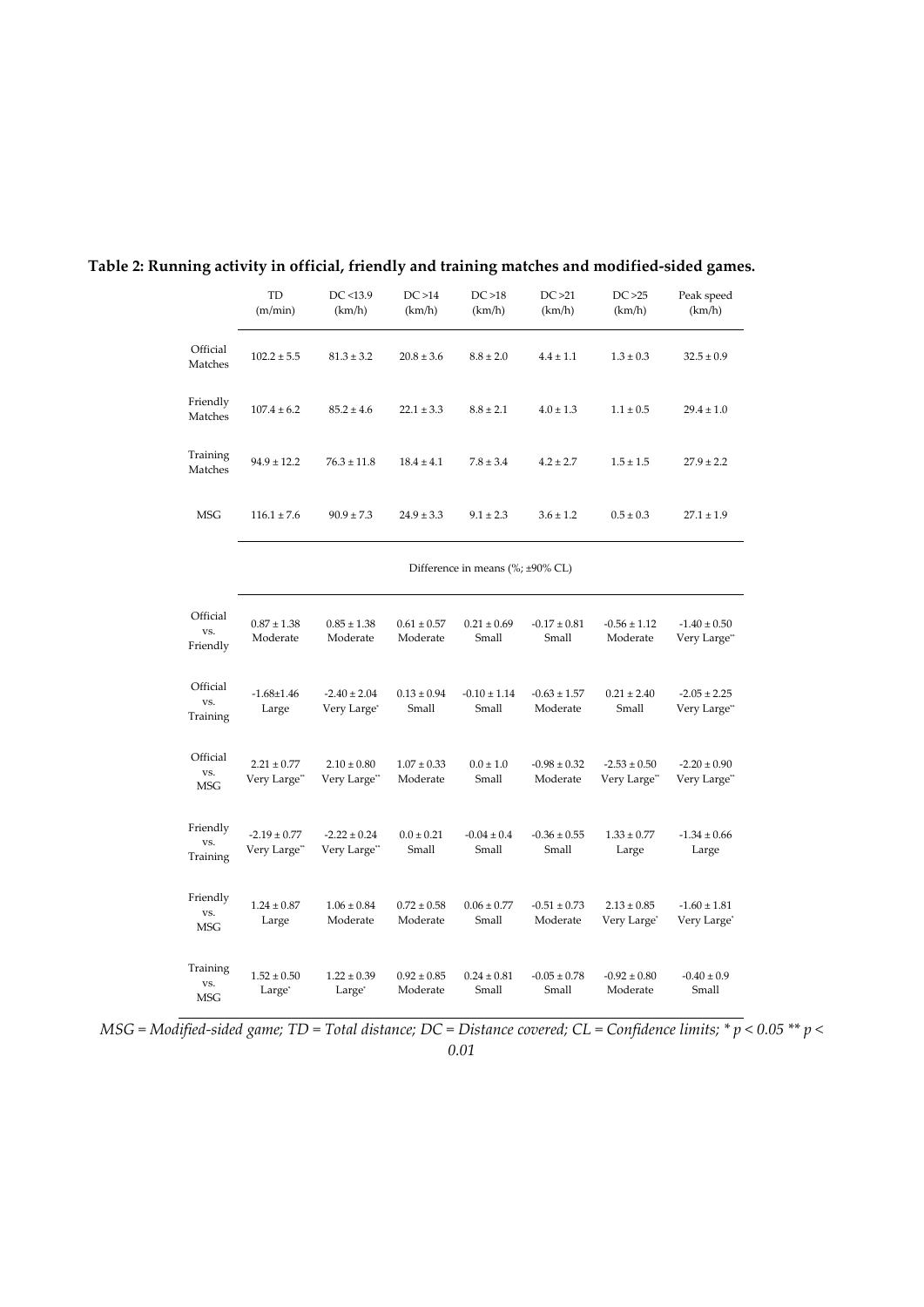**Table 2: Running activity in official, friendly and training matches and modified-sided games.**

| | TD (m/min) | DC <13.9 (km/h) | DC >14 (km/h) | DC >18 (km/h) | DC >21 (km/h) | DC >25 (km/h) | Peak speed (km/h) |
|---|---|---|---|---|---|---|---|
| Official Matches | 102.2 ± 5.5 | 81.3 ± 3.2 | 20.8 ± 3.6 | 8.8 ± 2.0 | 4.4 ± 1.1 | 1.3 ± 0.3 | 32.5 ± 0.9 |
| Friendly Matches | 107.4 ± 6.2 | 85.2 ± 4.6 | 22.1 ± 3.3 | 8.8 ± 2.1 | 4.0 ± 1.3 | 1.1 ± 0.5 | 29.4 ± 1.0 |
| Training Matches | 94.9 ± 12.2 | 76.3 ± 11.8 | 18.4 ± 4.1 | 7.8 ± 3.4 | 4.2 ± 2.7 | 1.5 ± 1.5 | 27.9 ± 2.2 |
| MSG | 116.1 ± 7.6 | 90.9 ± 7.3 | 24.9 ± 3.3 | 9.1 ± 2.3 | 3.6 ± 1.2 | 0.5 ± 0.3 | 27.1 ± 1.9 |
| | Difference in means (%; ±90% CL) | | | | | | |
| Official vs. Friendly | 0.87 ± 1.38 Moderate | 0.85 ± 1.38 Moderate | 0.61 ± 0.57 Moderate | 0.21 ± 0.69 Small | -0.17 ± 0.81 Small | -0.56 ± 1.12 Moderate | -1.40 ± 0.50 Very Large** |
| Official vs. Training | -1.68±1.46 Large | -2.40 ± 2.04 Very Large* | 0.13 ± 0.94 Small | -0.10 ± 1.14 Small | -0.63 ± 1.57 Moderate | 0.21 ± 2.40 Small | -2.05 ± 2.25 Very Large** |
| Official vs. MSG | 2.21 ± 0.77 Very Large** | 2.10 ± 0.80 Very Large** | 1.07 ± 0.33 Moderate | 0.0 ± 1.0 Small | -0.98 ± 0.32 Moderate | -2.53 ± 0.50 Very Large** | -2.20 ± 0.90 Very Large** |
| Friendly vs. Training | -2.19 ± 0.77 Very Large** | -2.22 ± 0.24 Very Large** | 0.0 ± 0.21 Small | -0.04 ± 0.4 Small | -0.36 ± 0.55 Small | 1.33 ± 0.77 Large | -1.34 ± 0.66 Large |
| Friendly vs. MSG | 1.24 ± 0.87 Large | 1.06 ± 0.84 Moderate | 0.72 ± 0.58 Moderate | 0.06 ± 0.77 Small | -0.51 ± 0.73 Moderate | 2.13 ± 0.85 Very Large* | -1.60 ± 1.81 Very Large* |
| Training vs. MSG | 1.52 ± 0.50 Large* | 1.22 ± 0.39 Large* | 0.92 ± 0.85 Moderate | 0.24 ± 0.81 Small | -0.05 ± 0.78 Small | -0.92 ± 0.80 Moderate | -0.40 ± 0.9 Small |

*MSG = Modified-sided game; TD = Total distance; DC = Distance covered; CL = Confidence limits; * $p < 0.05$ ** $p < 0.01$*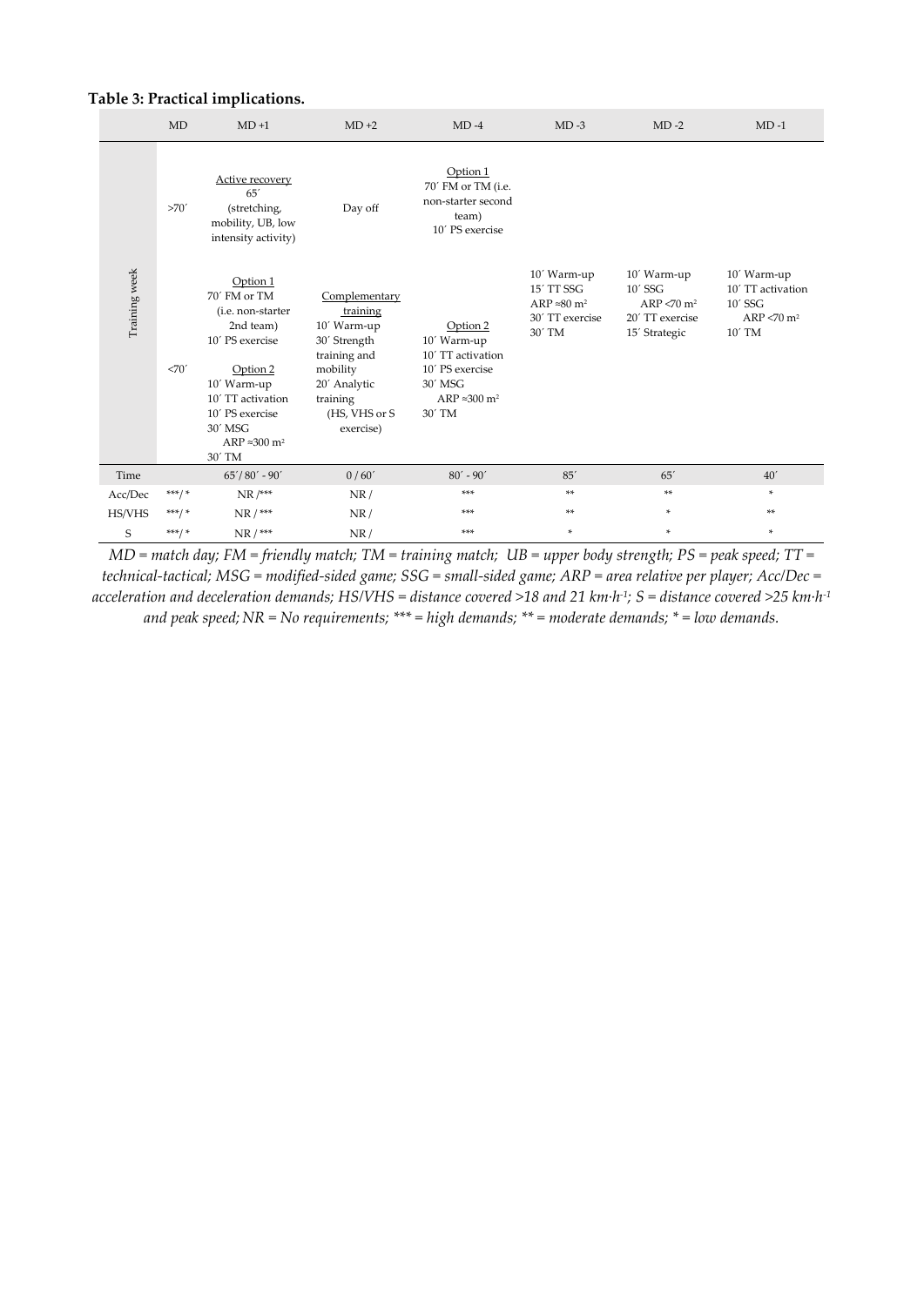**Table 3: Practical implications.**

| | MD | MD +1 | MD +2 | MD -4 | MD -3 | MD -2 | MD -1 |
|---|---|---|---|---|---|---|---|
| Training week | >70´ | Active recovery 65´ (stretching, mobility, UB, low intensity activity) | Day off | Option 1 70´ FM or TM (i.e. non-starter second team) 10´ PS exercise | 10´ Warm-up 15´ TT SSG ARP ≈80 m² 30´ TT exercise 30´ TM | 10´ Warm-up 10´ SSG ARP <70 m² 20´ TT exercise 15´ Strategic | 10´ Warm-up 10´ TT activation 10´ SSG ARP <70 m² 10´ TM |
| | <70´ | Option 1 70´ FM or TM (i.e. non-starter 2nd team) 10´ PS exercise Option 2 10´ Warm-up 10´ TT activation 10´ PS exercise 30´ MSG ARP ≈300 m² 30´ TM | Complementary training 10´ Warm-up 30´ Strength training and mobility 20´ Analytic training (HS, VHS or S exercise) | Option 2 10´ Warm-up 10´ TT activation 10´ PS exercise 30´ MSG ARP ≈300 m² 30´ TM | | | |
| Time | | 65´/ 80´ - 90´ | 0 / 60´ | 80´ - 90´ | 85´ | 65´ | 40´ |
| Acc/Dec | ***/ * | NR /*** | NR / | *** | ** | ** | * |
| HS/VHS | ***/ * | NR / *** | NR / | *** | ** | * | ** |
| S | ***/ * | NR / *** | NR / | *** | * | * | * |

*MD = match day; FM = friendly match; TM = training match; UB = upper body strength; PS = peak speed; TT = technical-tactical; MSG = modified-sided game; SSG = small-sided game; ARP = area relative per player; Acc/Dec = acceleration and deceleration demands; HS/VHS = distance covered >18 and 21 km·h⁻¹; S = distance covered >25 km·h⁻¹ and peak speed; NR = No requirements; *** = high demands; ** = moderate demands; * = low demands.*